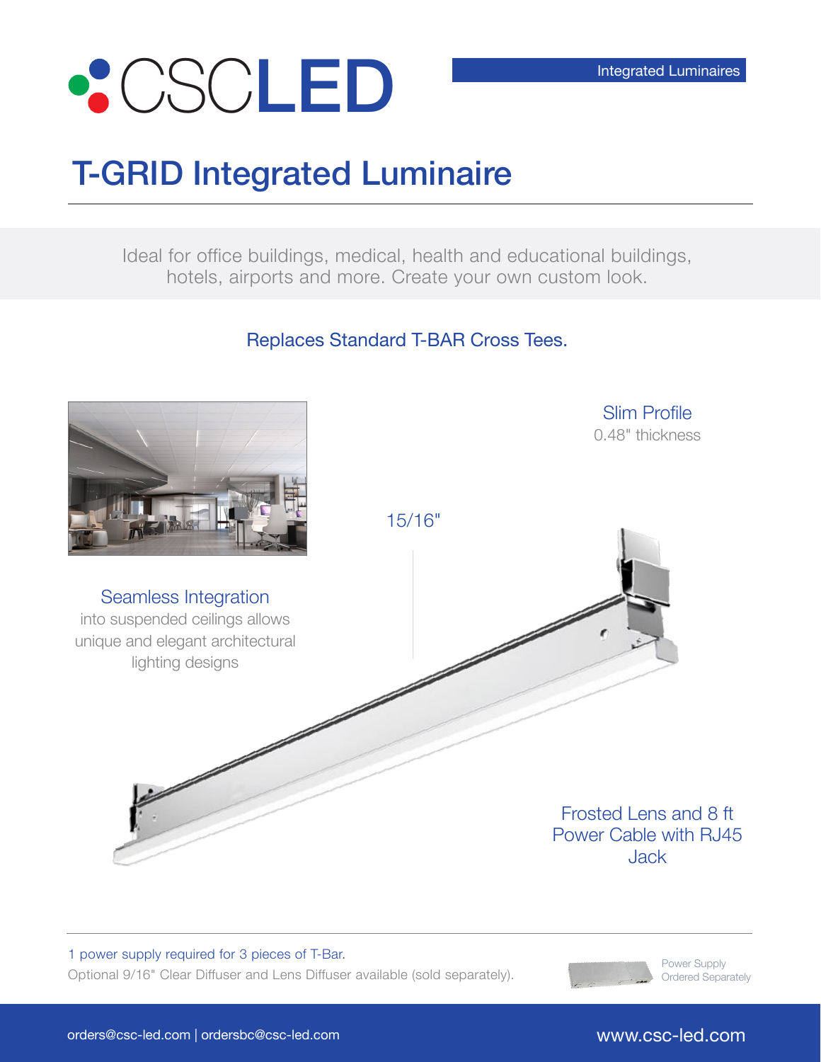# CSCLED

Integrated Luminaires

# T-GRID Integrated Luminaire

Ideal for office buildings, medical, health and educational buildings, hotels, airports and more. Create your own custom look.

## Replaces Standard T-BAR Cross Tees.

**Slim Profile**
0.48" thickness

15/16"

**Seamless Integration**
into suspended ceilings allows unique and elegant architectural lighting designs

**Frosted Lens and 8 ft Power Cable with RJ45 Jack**

1 power supply required for 3 pieces of T-Bar.
Optional 9/16" Clear Diffuser and Lens Diffuser available (sold separately).

Power Supply
Ordered Separately

orders@csc-led.com | ordersbc@csc-led.com

www.csc-led.com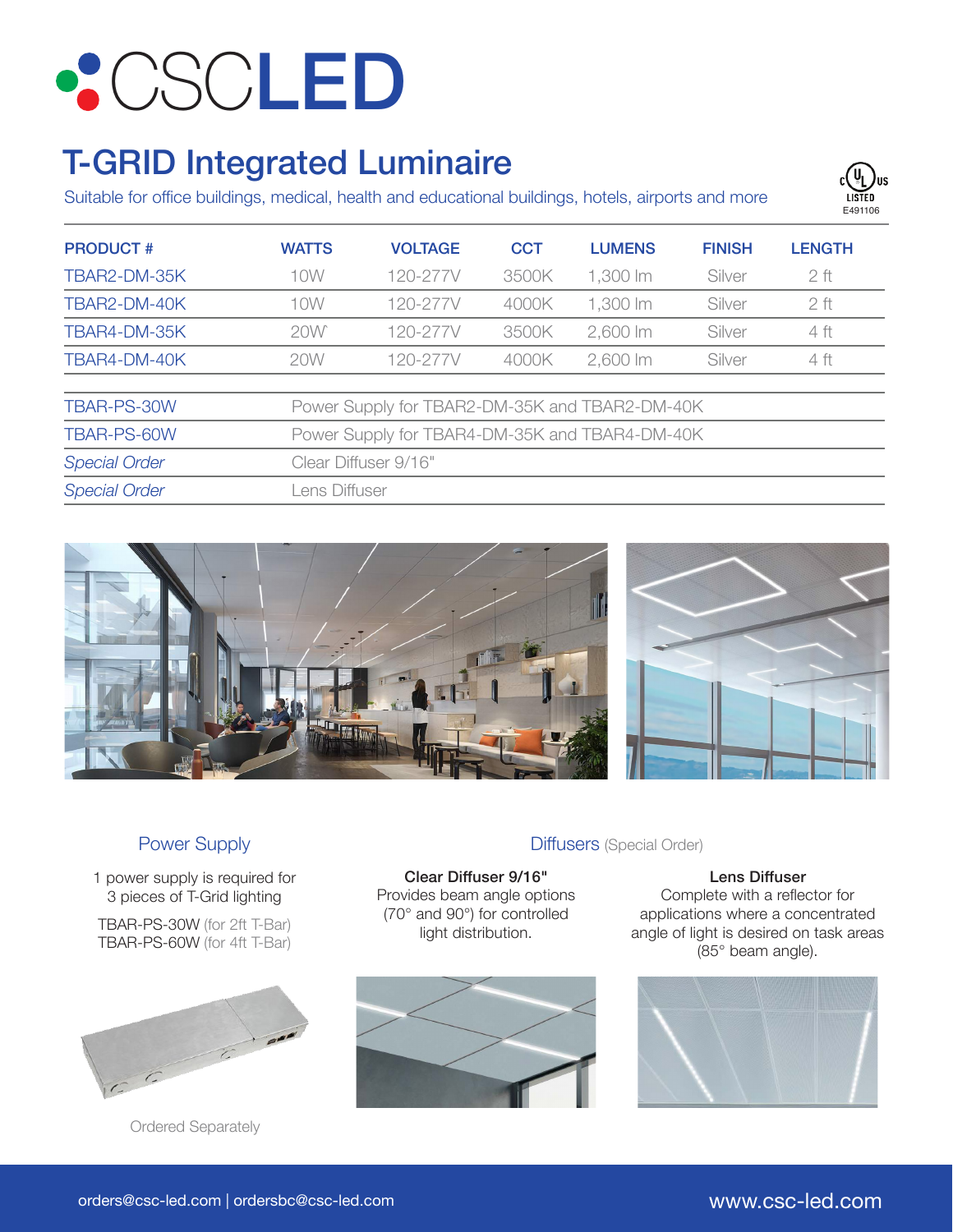# CSCLED

## T-GRID Integrated Luminaire

Suitable for office buildings, medical, health and educational buildings, hotels, airports and more

cULus LISTED E491106

| PRODUCT # | WATTS | VOLTAGE | CCT | LUMENS | FINISH | LENGTH |
|---|---|---|---|---|---|---|
| TBAR2-DM-35K | 10W | 120-277V | 3500K | 1,300 lm | Silver | 2 ft |
| TBAR2-DM-40K | 10W | 120-277V | 4000K | 1,300 lm | Silver | 2 ft |
| TBAR4-DM-35K | 20W | 120-277V | 3500K | 2,600 lm | Silver | 4 ft |
| TBAR4-DM-40K | 20W | 120-277V | 4000K | 2,600 lm | Silver | 4 ft |

| | |
|---|---|
| TBAR-PS-30W | Power Supply for TBAR2-DM-35K and TBAR2-DM-40K |
| TBAR-PS-60W | Power Supply for TBAR4-DM-35K and TBAR4-DM-40K |
| *Special Order* | Clear Diffuser 9/16" |
| *Special Order* | Lens Diffuser |

### Power Supply

1 power supply is required for 3 pieces of T-Grid lighting

TBAR-PS-30W (for 2ft T-Bar)
TBAR-PS-60W (for 4ft T-Bar)

Ordered Separately

### Diffusers (Special Order)

**Clear Diffuser 9/16"**
Provides beam angle options (70° and 90°) for controlled light distribution.

**Lens Diffuser**
Complete with a reflector for applications where a concentrated angle of light is desired on task areas (85° beam angle).

orders@csc-led.com | ordersbc@csc-led.com

www.csc-led.com